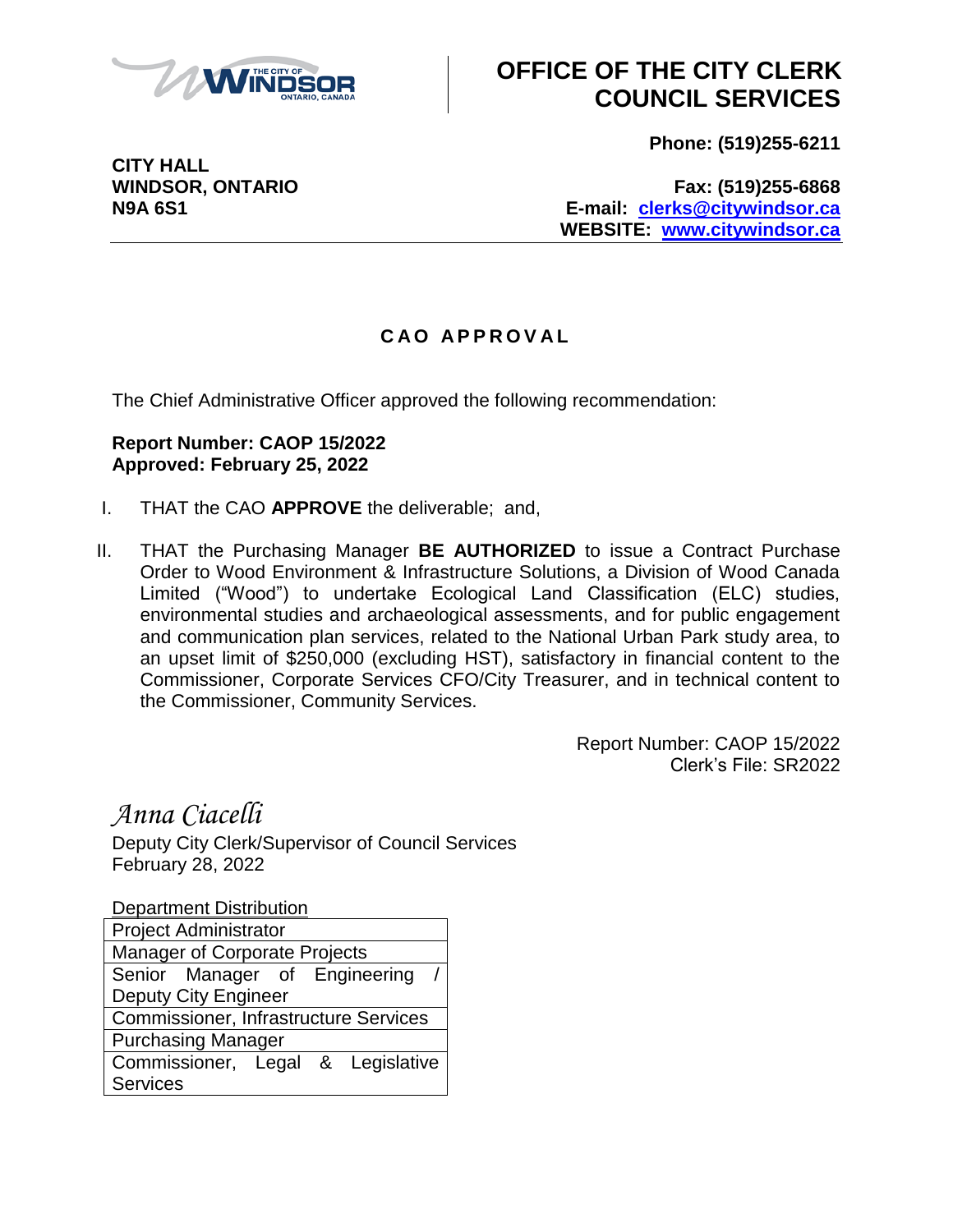# OFFICE OF THE CITY CLERK COUNCIL SERVICES

**CITY HALL**
**WINDSOR, ONTARIO**
**N9A 6S1**

**Phone: (519)255-6211**

**Fax: (519)255-6868**
**E-mail: clerks@citywindsor.ca**
**WEBSITE: www.citywindsor.ca**

---

## C A O A P P R O V A L

The Chief Administrative Officer approved the following recommendation:

**Report Number: CAOP 15/2022**
**Approved: February 25, 2022**

I. THAT the CAO **APPROVE** the deliverable; and,

II. THAT the Purchasing Manager **BE AUTHORIZED** to issue a Contract Purchase Order to Wood Environment & Infrastructure Solutions, a Division of Wood Canada Limited ("Wood") to undertake Ecological Land Classification (ELC) studies, environmental studies and archaeological assessments, and for public engagement and communication plan services, related to the National Urban Park study area, to an upset limit of $250,000 (excluding HST), satisfactory in financial content to the Commissioner, Corporate Services CFO/City Treasurer, and in technical content to the Commissioner, Community Services.

Report Number: CAOP 15/2022
Clerk's File: SR2022

*Anna Ciacelli*
Deputy City Clerk/Supervisor of Council Services
February 28, 2022

| Department Distribution |
|---|
| Project Administrator |
| Manager of Corporate Projects |
| Senior Manager of Engineering / Deputy City Engineer |
| Commissioner, Infrastructure Services |
| Purchasing Manager |
| Commissioner, Legal & Legislative Services |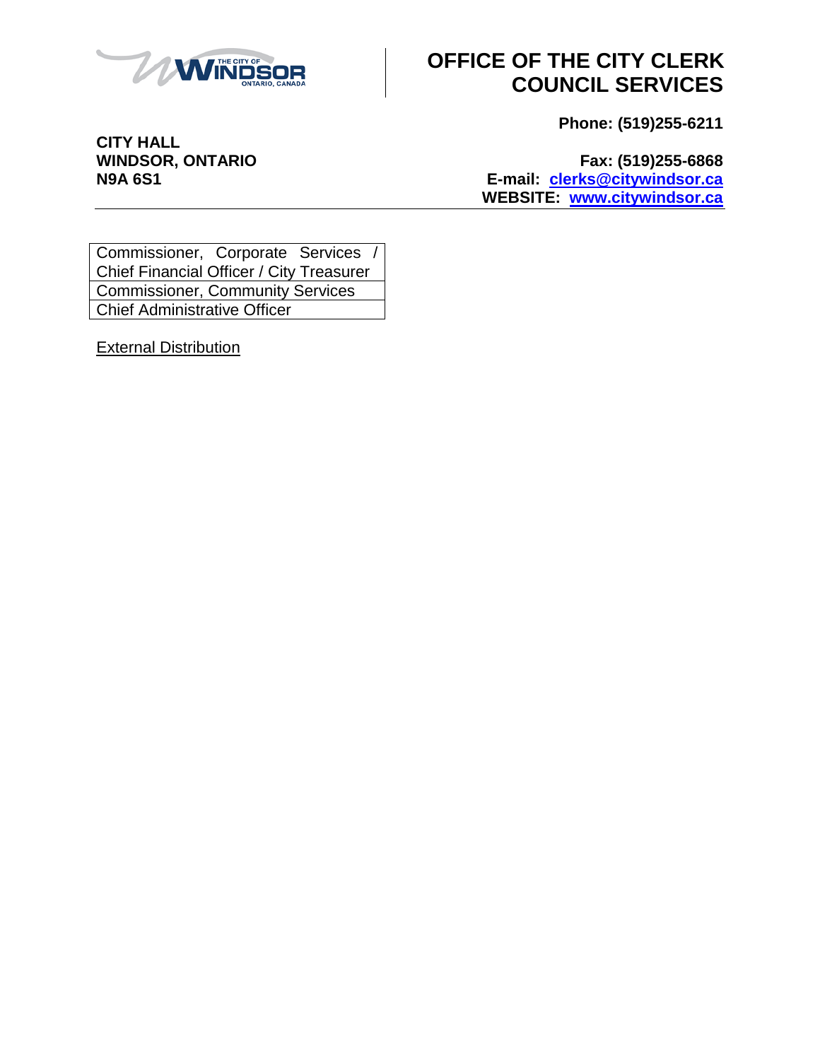# OFFICE OF THE CITY CLERK
# COUNCIL SERVICES

**CITY HALL**
**WINDSOR, ONTARIO**
**N9A 6S1**

**Phone: (519)255-6211**
**Fax: (519)255-6868**
**E-mail: clerks@citywindsor.ca**
**WEBSITE: www.citywindsor.ca**

| |
|---|
| Commissioner, Corporate Services / Chief Financial Officer / City Treasurer |
| Commissioner, Community Services |
| Chief Administrative Officer |

External Distribution